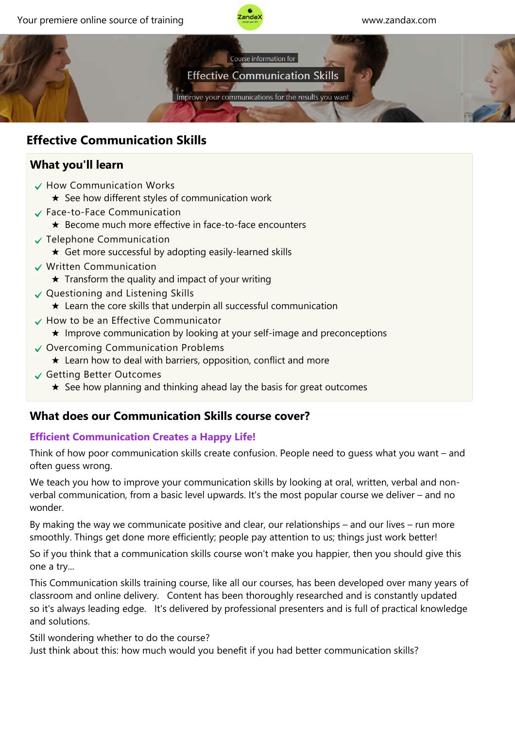Your premiere online source of training

www.zandax.com

Course information for

Effective Communication Skills

Improve your communications for the results you want

# Effective Communication Skills

## What you'll learn

- ✓ How Communication Works
  - ★ See how different styles of communication work
- ✓ Face-to-Face Communication
  - ★ Become much more effective in face-to-face encounters
- ✓ Telephone Communication
  - ★ Get more successful by adopting easily-learned skills
- ✓ Written Communication
  - ★ Transform the quality and impact of your writing
- ✓ Questioning and Listening Skills
  - ★ Learn the core skills that underpin all successful communication
- ✓ How to be an Effective Communicator
  - ★ Improve communication by looking at your self-image and preconceptions
- ✓ Overcoming Communication Problems
  - ★ Learn how to deal with barriers, opposition, conflict and more
- ✓ Getting Better Outcomes
  - ★ See how planning and thinking ahead lay the basis for great outcomes

## What does our Communication Skills course cover?

### Efficient Communication Creates a Happy Life!

Think of how poor communication skills create confusion. People need to guess what you want – and often guess wrong.

We teach you how to improve your communication skills by looking at oral, written, verbal and non-verbal communication, from a basic level upwards. It's the most popular course we deliver – and no wonder.

By making the way we communicate positive and clear, our relationships – and our lives – run more smoothly. Things get done more efficiently; people pay attention to us; things just work better!

So if you think that a communication skills course won't make you happier, then you should give this one a try...

This Communication skills training course, like all our courses, has been developed over many years of classroom and online delivery. Content has been thoroughly researched and is constantly updated so it's always leading edge. It's delivered by professional presenters and is full of practical knowledge and solutions.

Still wondering whether to do the course?
Just think about this: how much would you benefit if you had better communication skills?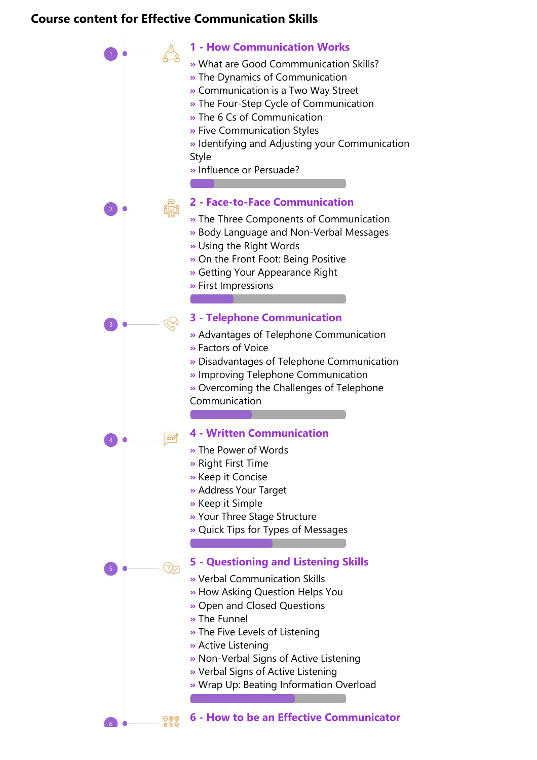# Course content for Effective Communication Skills

## 1 - How Communication Works

» What are Good Commmunication Skills?
» The Dynamics of Communication
» Communication is a Two Way Street
» The Four-Step Cycle of Communication
» The 6 Cs of Communication
» Five Communication Styles
» Identifying and Adjusting your Communication Style
» Influence or Persuade?

## 2 - Face-to-Face Communication

» The Three Components of Communication
» Body Language and Non-Verbal Messages
» Using the Right Words
» On the Front Foot: Being Positive
» Getting Your Appearance Right
» First Impressions

## 3 - Telephone Communication

» Advantages of Telephone Communication
» Factors of Voice
» Disadvantages of Telephone Communication
» Improving Telephone Communication
» Overcoming the Challenges of Telephone Communication

## 4 - Written Communication

» The Power of Words
» Right First Time
» Keep it Concise
» Address Your Target
» Keep it Simple
» Your Three Stage Structure
» Quick Tips for Types of Messages

## 5 - Questioning and Listening Skills

» Verbal Communication Skills
» How Asking Question Helps You
» Open and Closed Questions
» The Funnel
» The Five Levels of Listening
» Active Listening
» Non-Verbal Signs of Active Listening
» Verbal Signs of Active Listening
» Wrap Up: Beating Information Overload

## 6 - How to be an Effective Communicator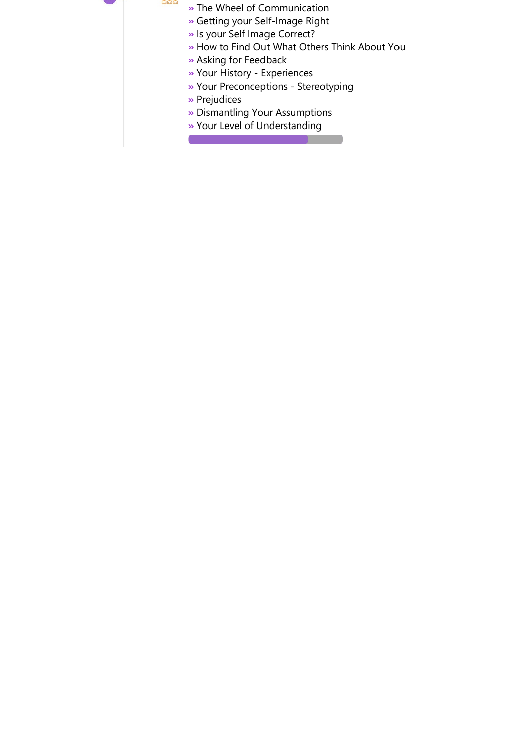- » The Wheel of Communication
- » Getting your Self-Image Right
- » Is your Self Image Correct?
- » How to Find Out What Others Think About You
- » Asking for Feedback
- » Your History - Experiences
- » Your Preconceptions - Stereotyping
- » Prejudices
- » Dismantling Your Assumptions
- » Your Level of Understanding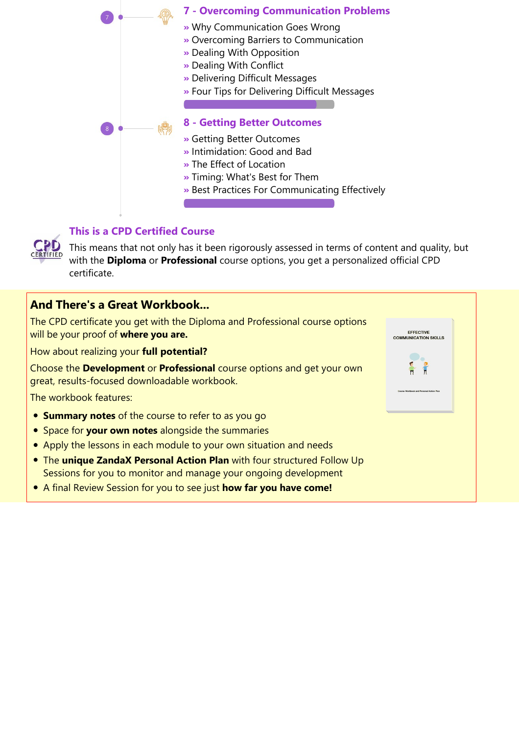### 7 - Overcoming Communication Problems

» Why Communication Goes Wrong
» Overcoming Barriers to Communication
» Dealing With Opposition
» Dealing With Conflict
» Delivering Difficult Messages
» Four Tips for Delivering Difficult Messages

### 8 - Getting Better Outcomes

» Getting Better Outcomes
» Intimidation: Good and Bad
» The Effect of Location
» Timing: What's Best for Them
» Best Practices For Communicating Effectively

### This is a CPD Certified Course

This means that not only has it been rigorously assessed in terms of content and quality, but with the **Diploma** or **Professional** course options, you get a personalized official CPD certificate.

## And There's a Great Workbook...

The CPD certificate you get with the Diploma and Professional course options will be your proof of **where you are.**

How about realizing your **full potential?**

Choose the **Development** or **Professional** course options and get your own great, results-focused downloadable workbook.

The workbook features:

- **Summary notes** of the course to refer to as you go
- Space for **your own notes** alongside the summaries
- Apply the lessons in each module to your own situation and needs
- The **unique ZandaX Personal Action Plan** with four structured Follow Up Sessions for you to monitor and manage your ongoing development
- A final Review Session for you to see just **how far you have come!**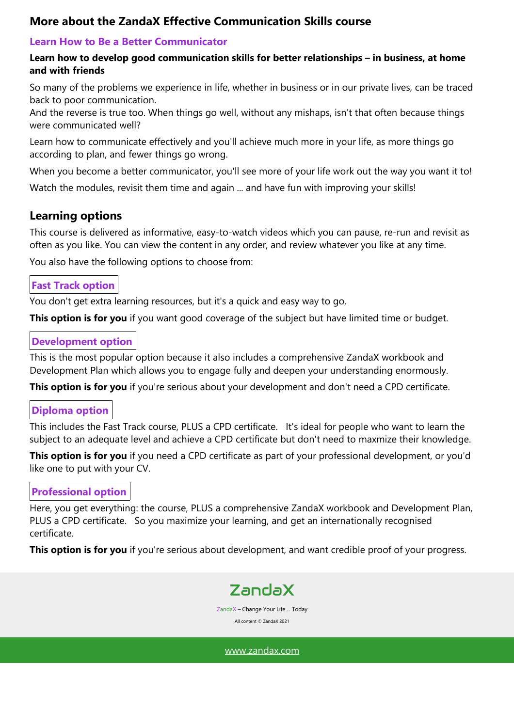## More about the ZandaX Effective Communication Skills course

### Learn How to Be a Better Communicator

**Learn how to develop good communication skills for better relationships – in business, at home and with friends**

So many of the problems we experience in life, whether in business or in our private lives, can be traced back to poor communication.
And the reverse is true too. When things go well, without any mishaps, isn't that often because things were communicated well?

Learn how to communicate effectively and you'll achieve much more in your life, as more things go according to plan, and fewer things go wrong.

When you become a better communicator, you'll see more of your life work out the way you want it to!

Watch the modules, revisit them time and again ... and have fun with improving your skills!

## Learning options

This course is delivered as informative, easy-to-watch videos which you can pause, re-run and revisit as often as you like. You can view the content in any order, and review whatever you like at any time.

You also have the following options to choose from:

### Fast Track option

You don't get extra learning resources, but it's a quick and easy way to go.

**This option is for you** if you want good coverage of the subject but have limited time or budget.

### Development option

This is the most popular option because it also includes a comprehensive ZandaX workbook and Development Plan which allows you to engage fully and deepen your understanding enormously.

**This option is for you** if you're serious about your development and don't need a CPD certificate.

### Diploma option

This includes the Fast Track course, PLUS a CPD certificate. It's ideal for people who want to learn the subject to an adequate level and achieve a CPD certificate but don't need to maxmize their knowledge.

**This option is for you** if you need a CPD certificate as part of your professional development, or you'd like one to put with your CV.

### Professional option

Here, you get everything: the course, PLUS a comprehensive ZandaX workbook and Development Plan, PLUS a CPD certificate. So you maximize your learning, and get an internationally recognised certificate.

**This option is for you** if you're serious about development, and want credible proof of your progress.

ZandaX

ZandaX – Change Your Life ... Today

All content © ZandaX 2021

www.zandax.com